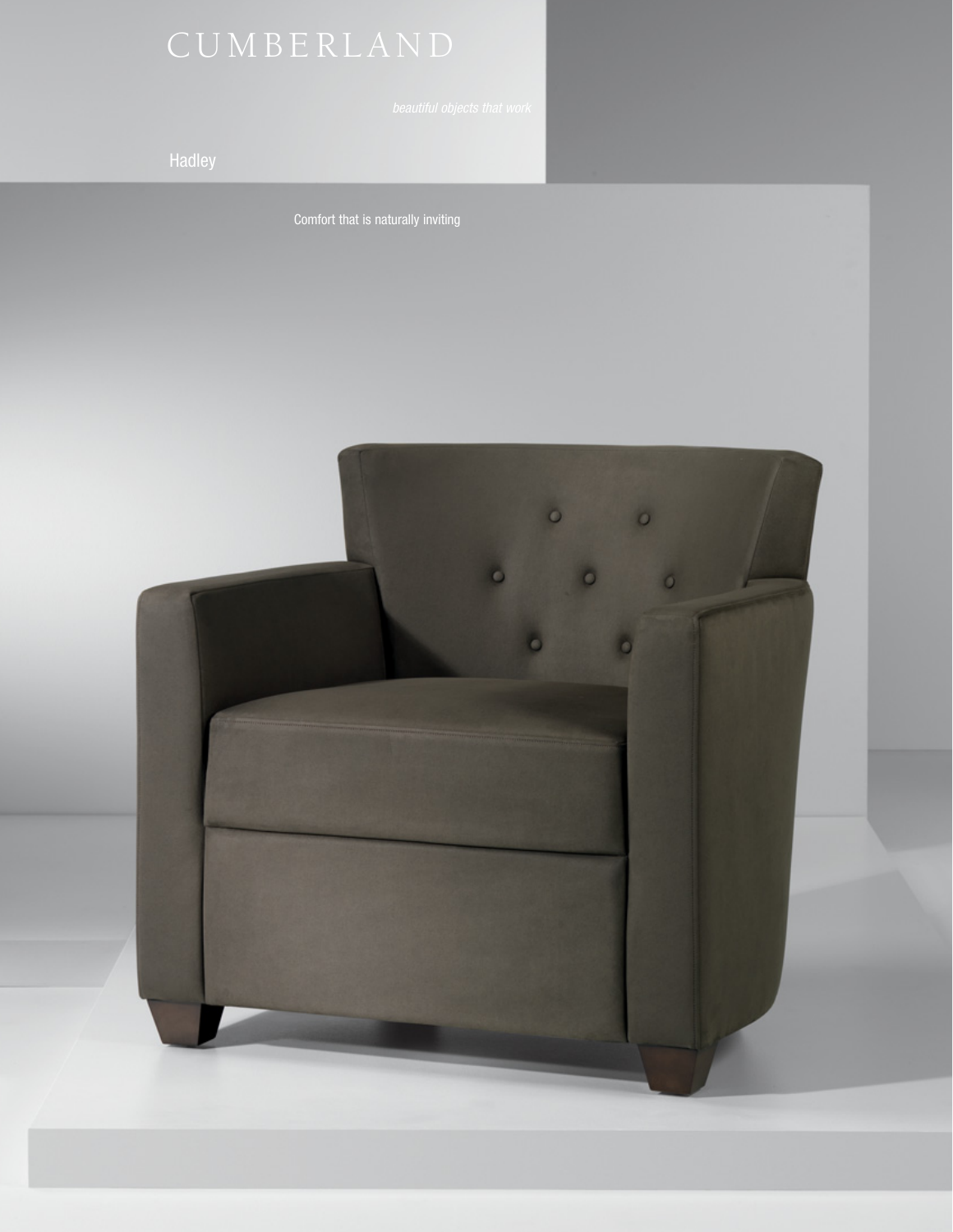# CUMBERLAND

*beautiful objects that work*

## Hadley

Comfort that is naturally inviting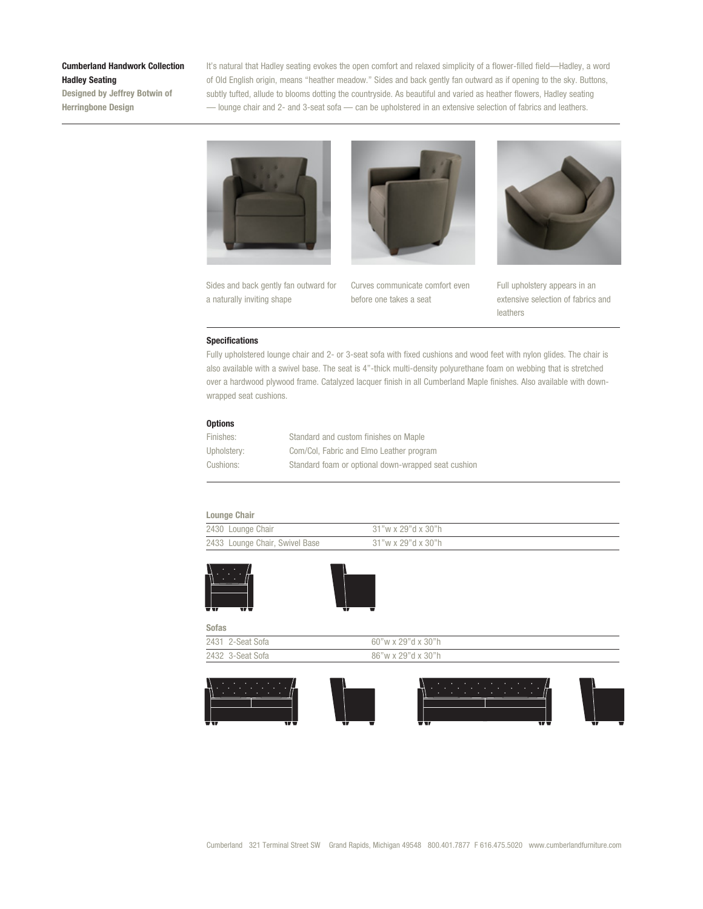**Cumberland Handwork Collection**
**Hadley Seating**
**Designed by Jeffrey Botwin of Herringbone Design**

It's natural that Hadley seating evokes the open comfort and relaxed simplicity of a flower-filled field—Hadley, a word of Old English origin, means "heather meadow." Sides and back gently fan outward as if opening to the sky. Buttons, subtly tufted, allude to blooms dotting the countryside. As beautiful and varied as heather flowers, Hadley seating — lounge chair and 2- and 3-seat sofa — can be upholstered in an extensive selection of fabrics and leathers.

Sides and back gently fan outward for a naturally inviting shape

Curves communicate comfort even before one takes a seat

Full upholstery appears in an extensive selection of fabrics and leathers

### Specifications

Fully upholstered lounge chair and 2- or 3-seat sofa with fixed cushions and wood feet with nylon glides. The chair is also available with a swivel base. The seat is 4"-thick multi-density polyurethane foam on webbing that is stretched over a hardwood plywood frame. Catalyzed lacquer finish in all Cumberland Maple finishes. Also available with down-wrapped seat cushions.

### Options

| | |
|---|---|
| Finishes: | Standard and custom finishes on Maple |
| Upholstery: | Com/Col, Fabric and Elmo Leather program |
| Cushions: | Standard foam or optional down-wrapped seat cushion |

### Lounge Chair

| | |
|---|---|
| 2430 Lounge Chair | 31"w x 29"d x 30"h |
| 2433 Lounge Chair, Swivel Base | 31"w x 29"d x 30"h |

### Sofas

| | |
|---|---|
| 2431 2-Seat Sofa | 60"w x 29"d x 30"h |
| 2432 3-Seat Sofa | 86"w x 29"d x 30"h |

Cumberland 321 Terminal Street SW Grand Rapids, Michigan 49548 800.401.7877 F 616.475.5020 www.cumberlandfurniture.com